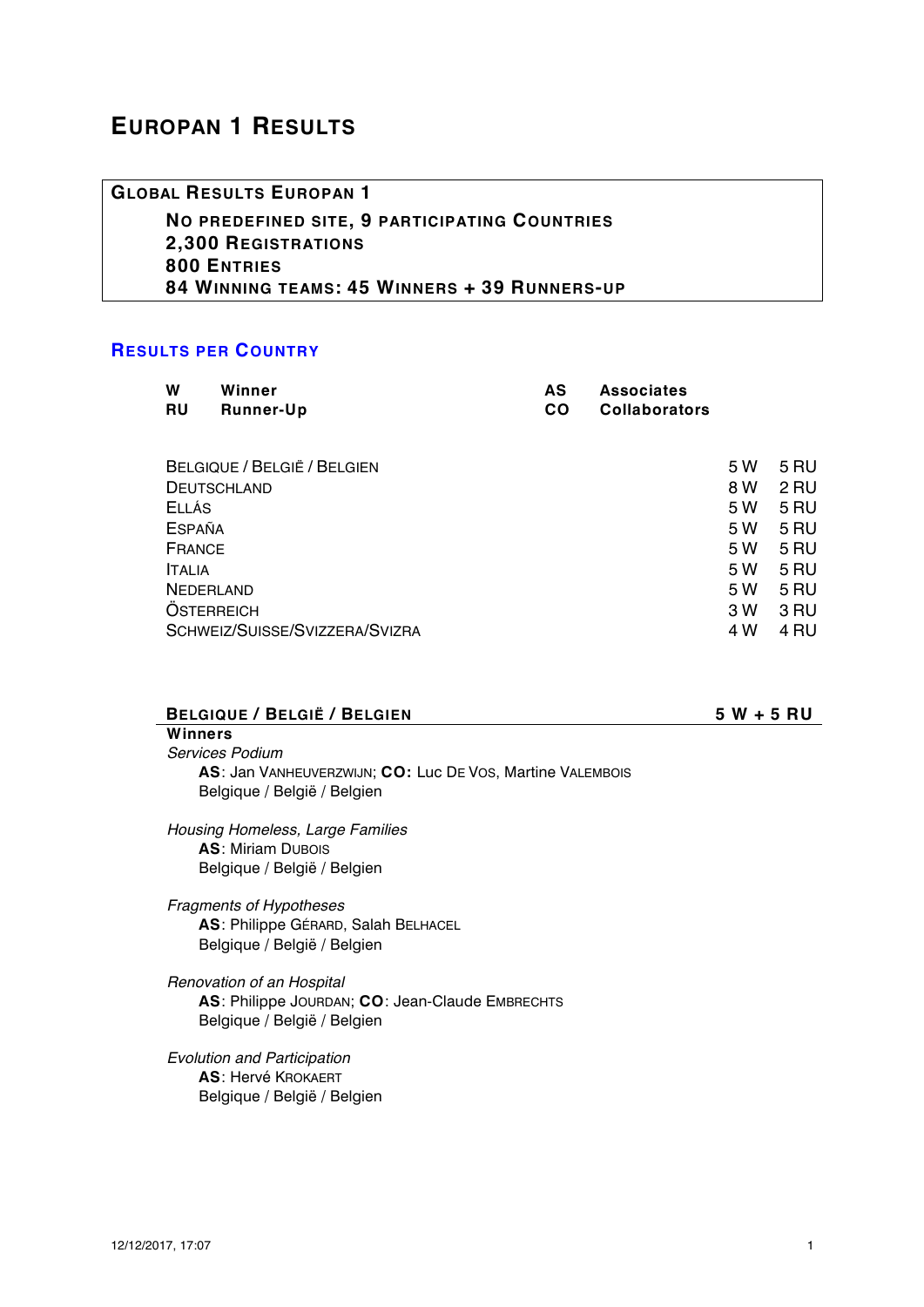# Europan 1 Results

**Global Results Europan 1**

**No predefined site, 9 participating Countries**
**2,300 Registrations**
**800 Entries**
**84 Winning teams: 45 Winners + 39 Runners-up**

## Results per Country

| | | | |
|---|---|---|---|
| **W** | **Winner** | **AS** | **Associates** |
| **RU** | **Runner-Up** | **CO** | **Collaborators** |

| Country | W | RU |
|---|---|---|
| Belgique / België / Belgien | 5 W | 5 RU |
| Deutschland | 8 W | 2 RU |
| Ellás | 5 W | 5 RU |
| España | 5 W | 5 RU |
| France | 5 W | 5 RU |
| Italia | 5 W | 5 RU |
| Nederland | 5 W | 5 RU |
| Österreich | 3 W | 3 RU |
| Schweiz/Suisse/Svizzera/Svizra | 4 W | 4 RU |

## Belgique / België / Belgien — 5 W + 5 RU

### Winners

*Services Podium*
**AS**: Jan Vanheuverzwijn; **CO:** Luc De Vos, Martine Valembois
Belgique / België / Belgien

*Housing Homeless, Large Families*
**AS**: Miriam Dubois
Belgique / België / Belgien

*Fragments of Hypotheses*
**AS**: Philippe Gérard, Salah Belhacel
Belgique / België / Belgien

*Renovation of an Hospital*
**AS**: Philippe Jourdan; **CO**: Jean-Claude Embrechts
Belgique / België / Belgien

*Evolution and Participation*
**AS**: Hervé Krokaert
Belgique / België / Belgien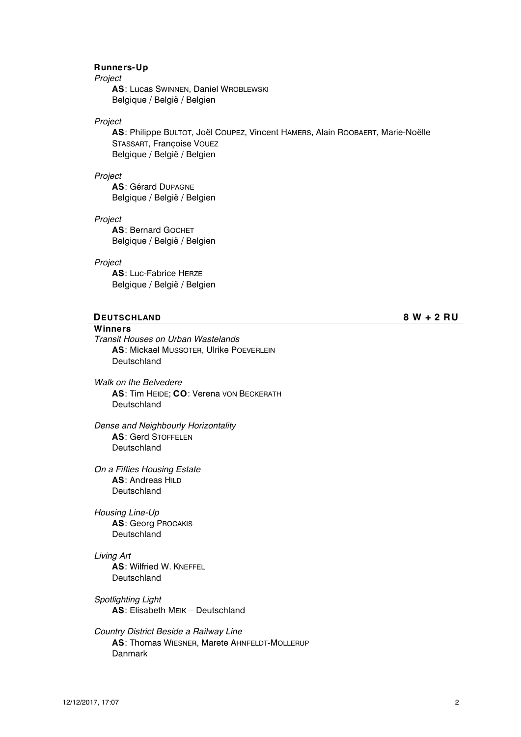### Runners-Up

*Project*

**AS**: Lucas SWINNEN, Daniel WROBLEWSKI
Belgique / België / Belgien

*Project*

**AS**: Philippe BULTOT, Joël COUPEZ, Vincent HAMERS, Alain ROOBAERT, Marie-Noëlle STASSART, Françoise VOUEZ
Belgique / België / Belgien

*Project*

**AS**: Gérard DUPAGNE
Belgique / België / Belgien

*Project*

**AS**: Bernard GOCHET
Belgique / België / Belgien

*Project*

**AS**: Luc-Fabrice HERZE
Belgique / België / Belgien

## DEUTSCHLAND — 8 W + 2 RU

### Winners

*Transit Houses on Urban Wastelands*

**AS**: Mickael MUSSOTER, Ulrike POEVERLEIN
Deutschland

*Walk on the Belvedere*

**AS**: Tim HEIDE; **CO**: Verena VON BECKERATH
Deutschland

*Dense and Neighbourly Horizontality*

**AS**: Gerd STOFFELEN
Deutschland

*On a Fifties Housing Estate*

**AS**: Andreas HILD
Deutschland

*Housing Line-Up*

**AS**: Georg PROCAKIS
Deutschland

*Living Art*

**AS**: Wilfried W. KNEFFEL
Deutschland

*Spotlighting Light*

**AS**: Elisabeth MEIK – Deutschland

*Country District Beside a Railway Line*

**AS**: Thomas WIESNER, Marete AHNFELDT-MOLLERUP
Danmark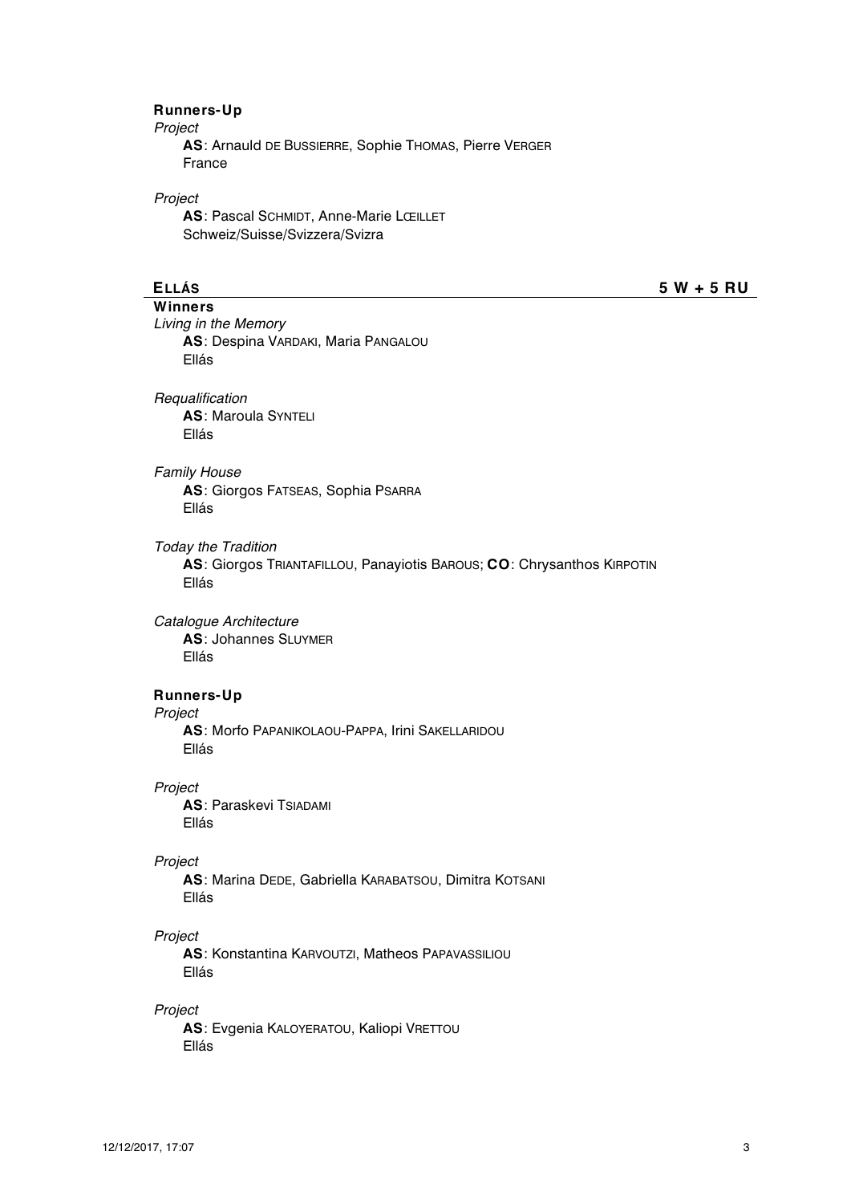**Runners-Up**

*Project*

**AS**: Arnauld DE BUSSIERRE, Sophie THOMAS, Pierre VERGER
France

*Project*

**AS**: Pascal SCHMIDT, Anne-Marie LŒILLET
Schweiz/Suisse/Svizzera/Svizra

## ELLÁS — 5 W + 5 RU

**Winners**

*Living in the Memory*

**AS**: Despina VARDAKI, Maria PANGALOU
Ellás

*Requalification*

**AS**: Maroula SYNTELI
Ellás

*Family House*

**AS**: Giorgos FATSEAS, Sophia PSARRA
Ellás

*Today the Tradition*

**AS**: Giorgos TRIANTAFILLOU, Panayiotis BAROUS; **CO**: Chrysanthos KIRPOTIN
Ellás

*Catalogue Architecture*

**AS**: Johannes SLUYMER
Ellás

**Runners-Up**

*Project*

**AS**: Morfo PAPANIKOLAOU-PAPPA, Irini SAKELLARIDOU
Ellás

*Project*

**AS**: Paraskevi TSIADAMI
Ellás

*Project*

**AS**: Marina DEDE, Gabriella KARABATSOU, Dimitra KOTSANI
Ellás

*Project*

**AS**: Konstantina KARVOUTZI, Matheos PAPAVASSILIOU
Ellás

*Project*

**AS**: Evgenia KALOYERATOU, Kaliopi VRETTOU
Ellás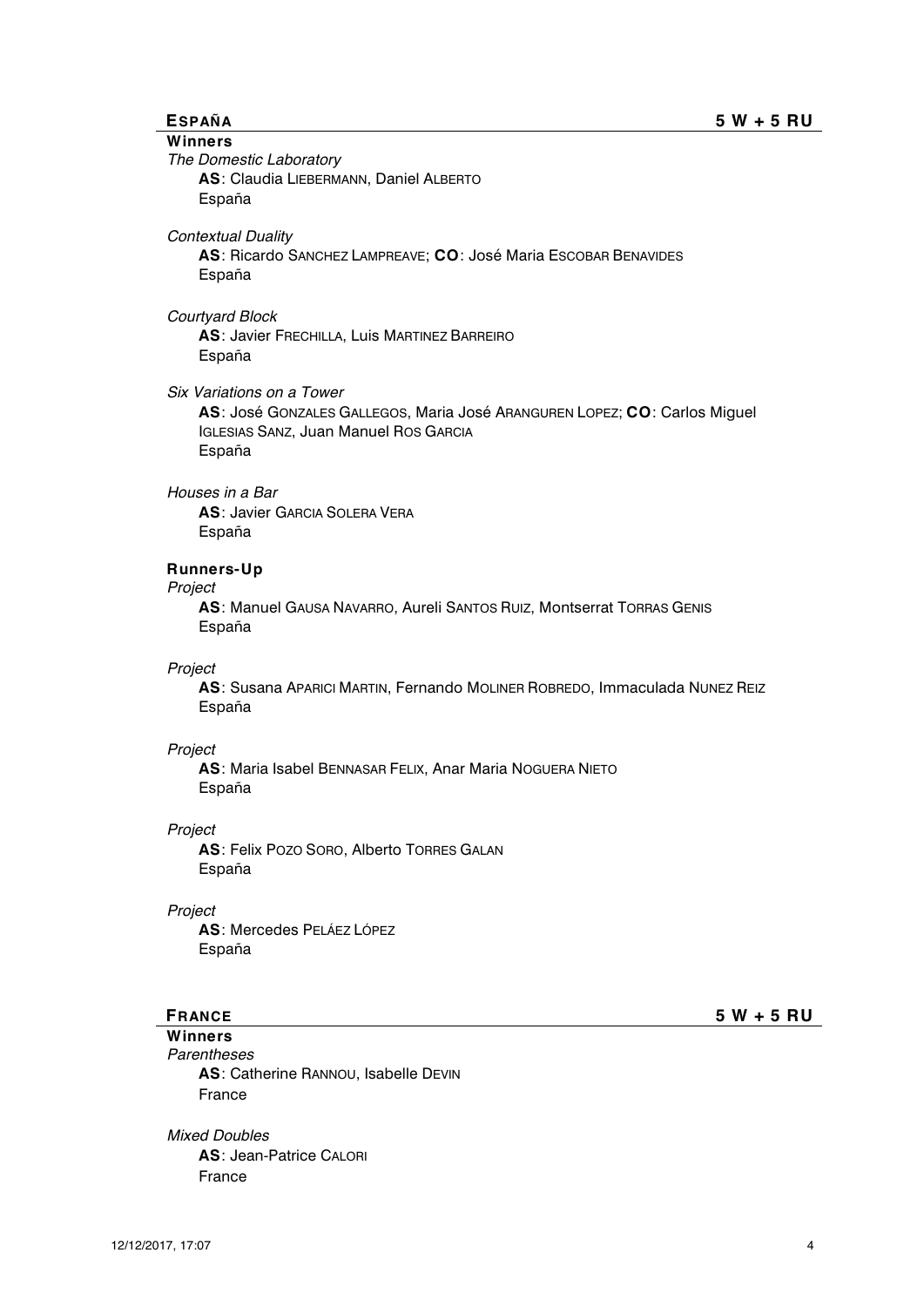## ESPAÑA — 5 W + 5 RU

### Winners

*The Domestic Laboratory*
**AS**: Claudia LIEBERMANN, Daniel ALBERTO
España

*Contextual Duality*
**AS**: Ricardo SANCHEZ LAMPREAVE; **CO**: José Maria ESCOBAR BENAVIDES
España

*Courtyard Block*
**AS**: Javier FRECHILLA, Luis MARTINEZ BARREIRO
España

*Six Variations on a Tower*
**AS**: José GONZALES GALLEGOS, Maria José ARANGUREN LOPEZ; **CO**: Carlos Miguel IGLESIAS SANZ, Juan Manuel ROS GARCIA
España

*Houses in a Bar*
**AS**: Javier GARCIA SOLERA VERA
España

### Runners-Up

*Project*
**AS**: Manuel GAUSA NAVARRO, Aureli SANTOS RUIZ, Montserrat TORRAS GENIS
España

*Project*
**AS**: Susana APARICI MARTIN, Fernando MOLINER ROBREDO, Immaculada NUNEZ REIZ
España

*Project*
**AS**: Maria Isabel BENNASAR FELIX, Anar Maria NOGUERA NIETO
España

*Project*
**AS**: Felix POZO SORO, Alberto TORRES GALAN
España

*Project*
**AS**: Mercedes PELÁEZ LÓPEZ
España

## FRANCE — 5 W + 5 RU

### Winners

*Parentheses*
**AS**: Catherine RANNOU, Isabelle DEVIN
France

*Mixed Doubles*
**AS**: Jean-Patrice CALORI
France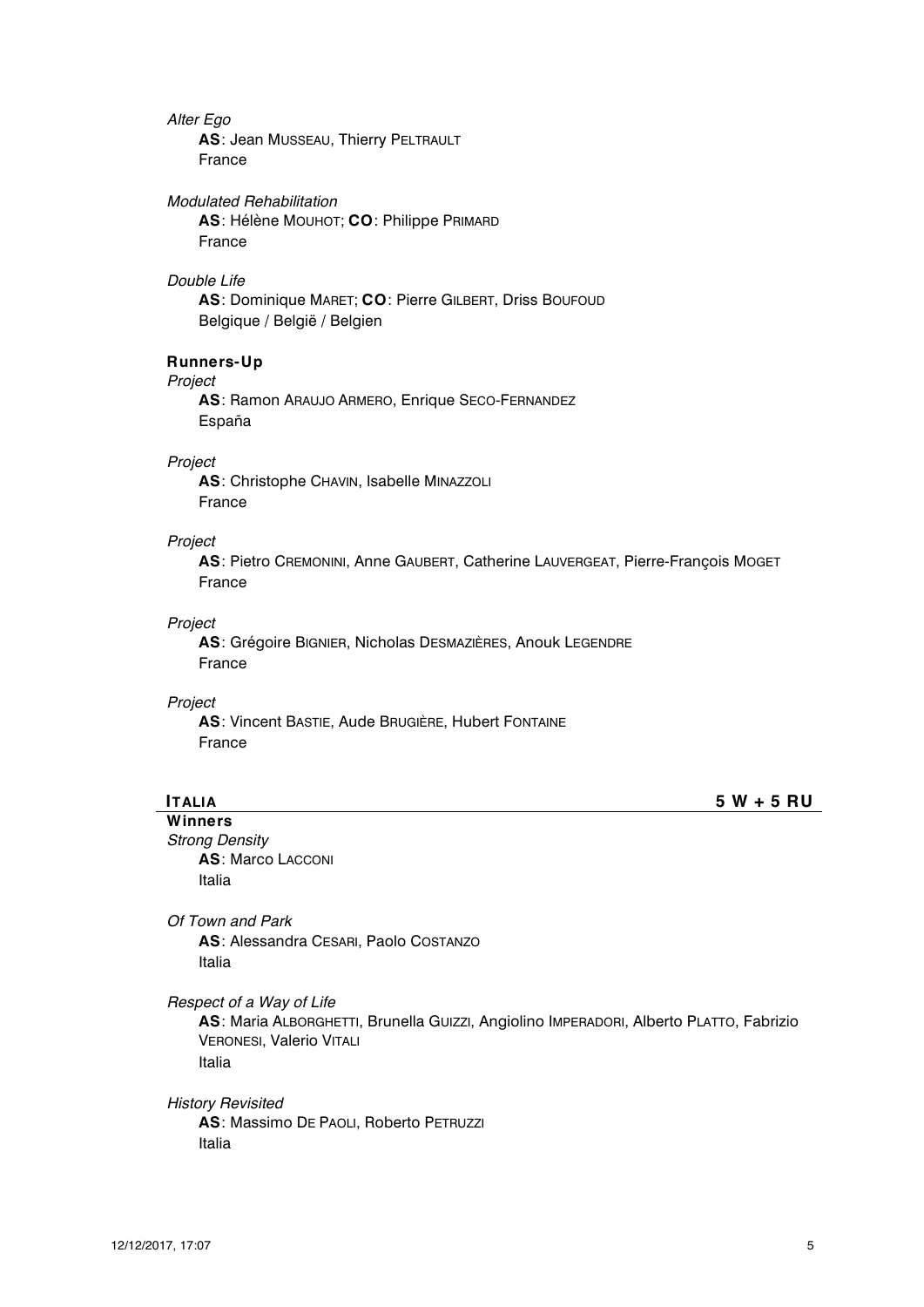*Alter Ego*

**AS**: Jean MUSSEAU, Thierry PELTRAULT
France

*Modulated Rehabilitation*

**AS**: Hélène MOUHOT; **CO**: Philippe PRIMARD
France

*Double Life*

**AS**: Dominique MARET; **CO**: Pierre GILBERT, Driss BOUFOUD
Belgique / België / Belgien

**Runners-Up**

*Project*

**AS**: Ramon ARAUJO ARMERO, Enrique SECO-FERNANDEZ
España

*Project*

**AS**: Christophe CHAVIN, Isabelle MINAZZOLI
France

*Project*

**AS**: Pietro CREMONINI, Anne GAUBERT, Catherine LAUVERGEAT, Pierre-François MOGET
France

*Project*

**AS**: Grégoire BIGNIER, Nicholas DESMAZIÈRES, Anouk LEGENDRE
France

*Project*

**AS**: Vincent BASTIE, Aude BRUGIÈRE, Hubert FONTAINE
France

## ITALIA — 5 W + 5 RU

**Winners**

*Strong Density*

**AS**: Marco LACCONI
Italia

*Of Town and Park*

**AS**: Alessandra CESARI, Paolo COSTANZO
Italia

*Respect of a Way of Life*

**AS**: Maria ALBORGHETTI, Brunella GUIZZI, Angiolino IMPERADORI, Alberto PLATTO, Fabrizio VERONESI, Valerio VITALI
Italia

*History Revisited*

**AS**: Massimo DE PAOLI, Roberto PETRUZZI
Italia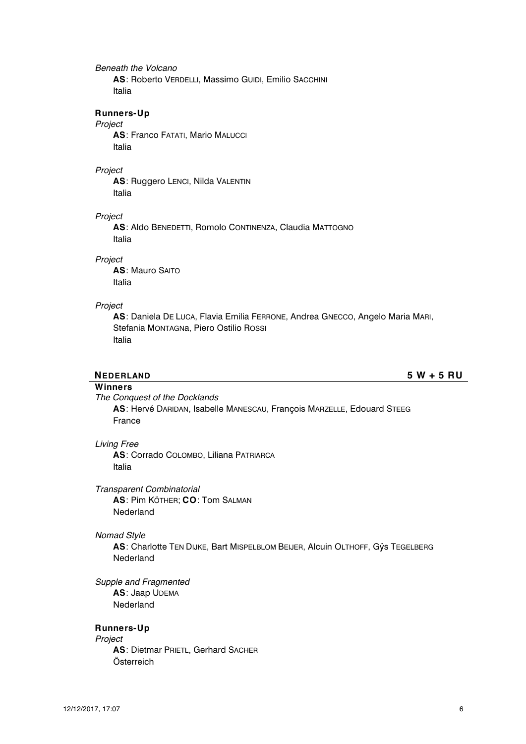*Beneath the Volcano*

**AS**: Roberto VERDELLI, Massimo GUIDI, Emilio SACCHINI
Italia

**Runners-Up**

*Project*

**AS**: Franco FATATI, Mario MALUCCI
Italia

*Project*

**AS**: Ruggero LENCI, Nilda VALENTIN
Italia

*Project*

**AS**: Aldo BENEDETTI, Romolo CONTINENZA, Claudia MATTOGNO
Italia

*Project*

**AS**: Mauro SAITO
Italia

*Project*

**AS**: Daniela DE LUCA, Flavia Emilia FERRONE, Andrea GNECCO, Angelo Maria MARI, Stefania MONTAGNa, Piero Ostilio ROSSI
Italia

## NEDERLAND — 5 W + 5 RU

**Winners**

*The Conquest of the Docklands*

**AS**: Hervé DARIDAN, Isabelle MANESCAU, François MARZELLE, Edouard STEEG
France

*Living Free*

**AS**: Corrado COLOMBO, Liliana PATRIARCA
Italia

*Transparent Combinatorial*

**AS**: Pim KÖTHER; **CO**: Tom SALMAN
Nederland

*Nomad Style*

**AS**: Charlotte TEN DIJKE, Bart MISPELBLOM BEIJER, Alcuin OLTHOFF, Gÿs TEGELBERG
Nederland

*Supple and Fragmented*

**AS**: Jaap UDEMA
Nederland

**Runners-Up**

*Project*

**AS**: Dietmar PRIETL, Gerhard SACHER
Österreich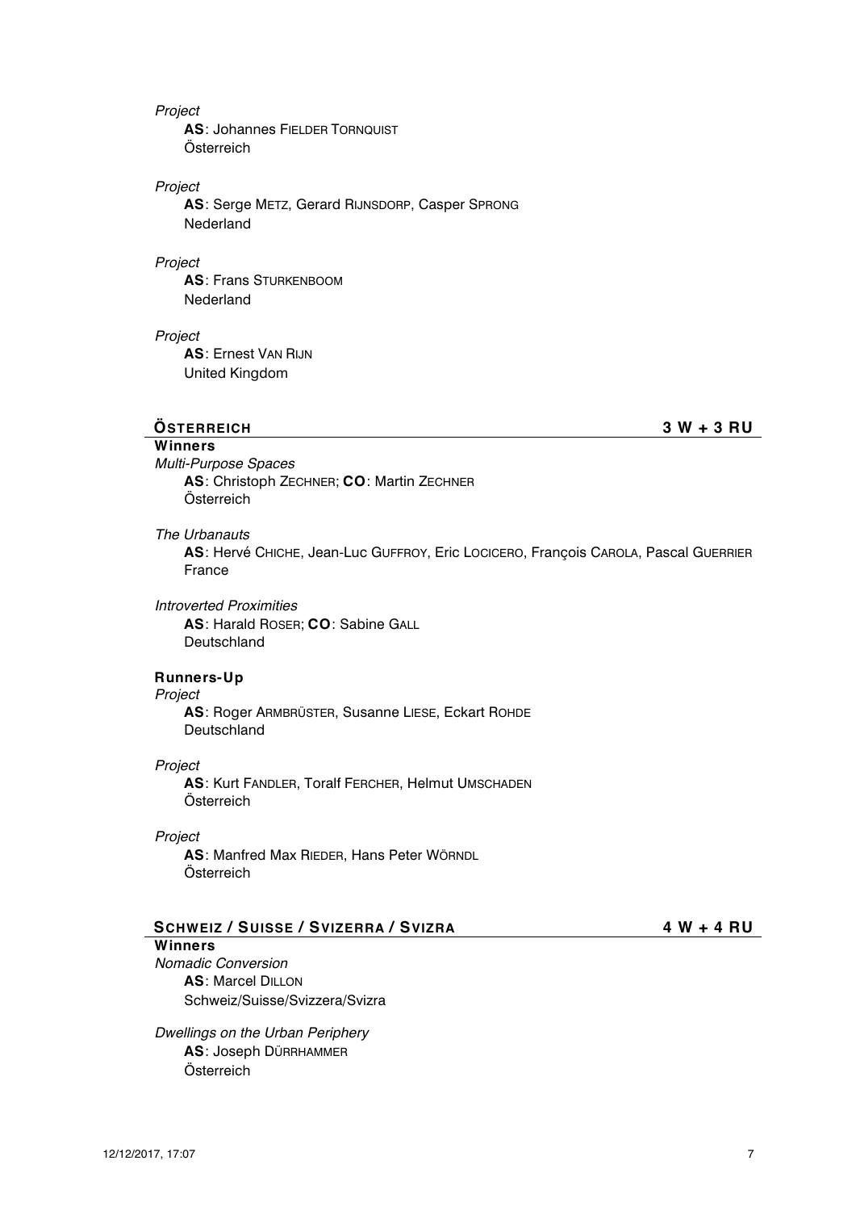*Project*

**AS**: Johannes FIELDER TORNQUIST
Österreich

*Project*

**AS**: Serge METZ, Gerard RIJNSDORP, Casper SPRONG
Nederland

*Project*

**AS**: Frans STURKENBOOM
Nederland

*Project*

**AS**: Ernest VAN RIJN
United Kingdom

## ÖSTERREICH — 3 W + 3 RU

**Winners**

*Multi-Purpose Spaces*

**AS**: Christoph ZECHNER; **CO**: Martin ZECHNER
Österreich

*The Urbanauts*

**AS**: Hervé CHICHE, Jean-Luc GUFFROY, Eric LOCICERO, François CAROLA, Pascal GUERRIER
France

*Introverted Proximities*

**AS**: Harald ROSER; **CO**: Sabine GALL
Deutschland

**Runners-Up**

*Project*

**AS**: Roger ARMBRÜSTER, Susanne LIESE, Eckart ROHDE
Deutschland

*Project*

**AS**: Kurt FANDLER, Toralf FERCHER, Helmut UMSCHADEN
Österreich

*Project*

**AS**: Manfred Max RIEDER, Hans Peter WÖRNDL
Österreich

## SCHWEIZ / SUISSE / SVIZERRA / SVIZRA — 4 W + 4 RU

**Winners**

*Nomadic Conversion*

**AS**: Marcel DILLON
Schweiz/Suisse/Svizzera/Svizra

*Dwellings on the Urban Periphery*

**AS**: Joseph DÜRRHAMMER
Österreich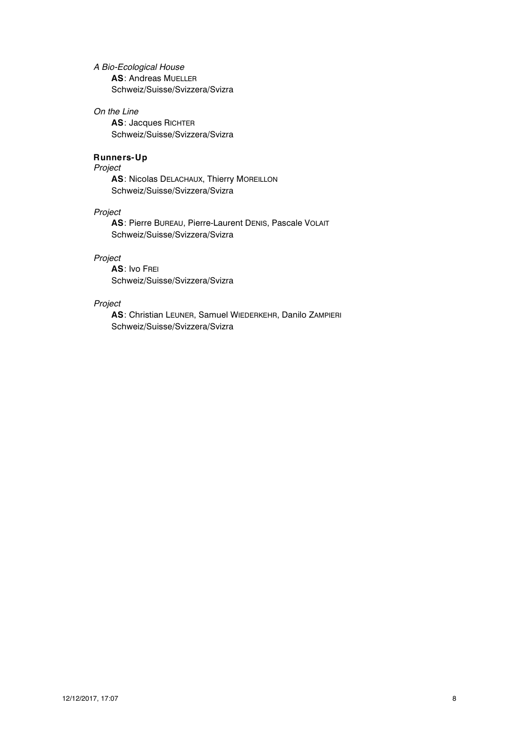*A Bio-Ecological House*
**AS**: Andreas MUELLER
Schweiz/Suisse/Svizzera/Svizra

*On the Line*
**AS**: Jacques RICHTER
Schweiz/Suisse/Svizzera/Svizra

**Runners-Up**

*Project*
**AS**: Nicolas DELACHAUX, Thierry MOREILLON
Schweiz/Suisse/Svizzera/Svizra

*Project*
**AS**: Pierre BUREAU, Pierre-Laurent DENIS, Pascale VOLAIT
Schweiz/Suisse/Svizzera/Svizra

*Project*
**AS**: Ivo FREI
Schweiz/Suisse/Svizzera/Svizra

*Project*
**AS**: Christian LEUNER, Samuel WIEDERKEHR, Danilo ZAMPIERI
Schweiz/Suisse/Svizzera/Svizra